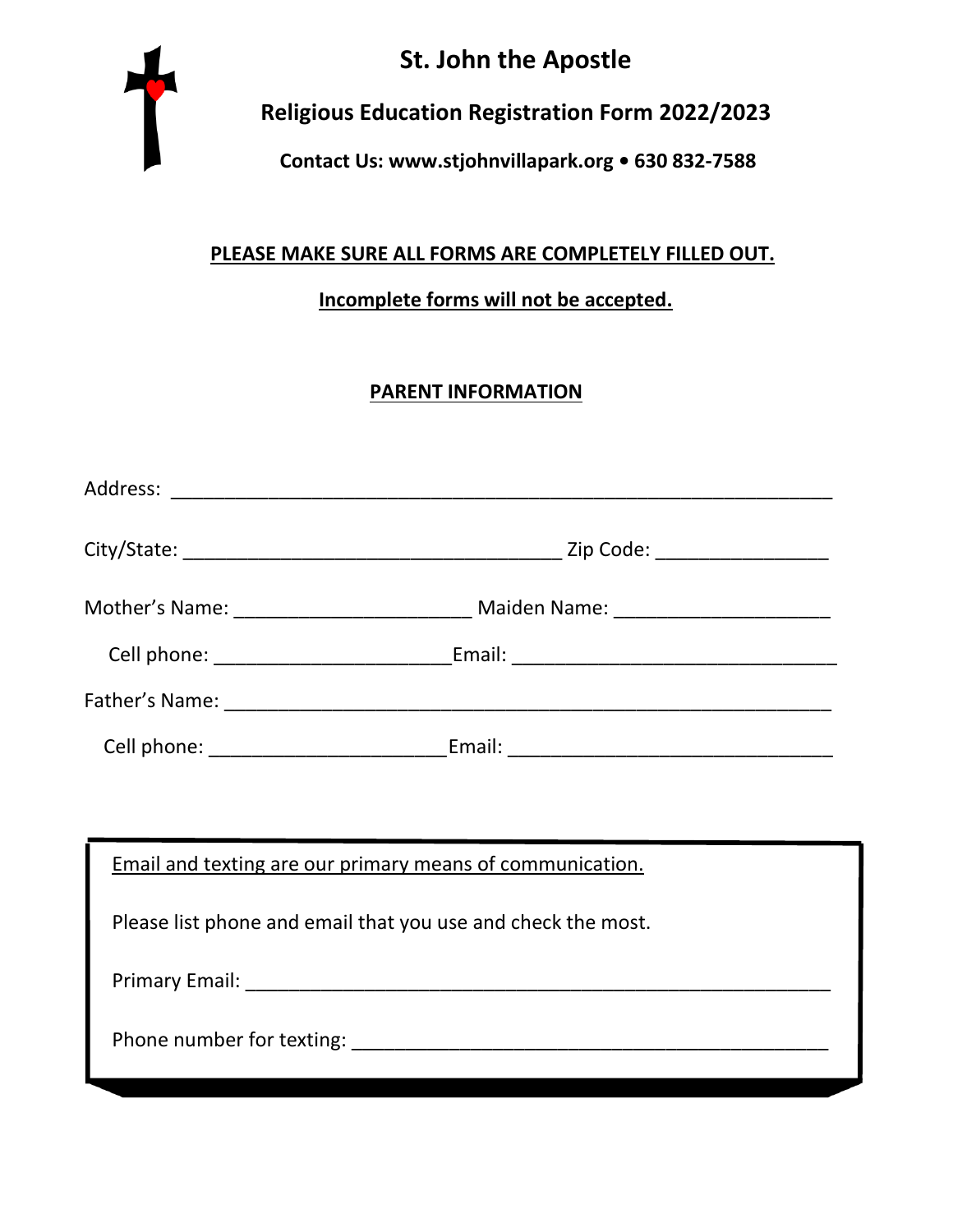# St. John the Apostle

## Religious Education Registration Form 2022/2023

**Contact Us: www.stjohnvillapark.org • 630 832-7588**

**PLEASE MAKE SURE ALL FORMS ARE COMPLETELY FILLED OUT.**

**Incomplete forms will not be accepted.**

### PARENT INFORMATION

Address: ____________________________________________________________

City/State: ___________________________________ Zip Code: ________________

Mother's Name: ______________________ Maiden Name: ____________________

Cell phone: _____________________Email: ______________________________

Father's Name: _______________________________________________________

Cell phone: ______________________Email: ______________________________

Email and texting are our primary means of communication.

Please list phone and email that you use and check the most.

Primary Email: ______________________________________________________

Phone number for texting: _____________________________________________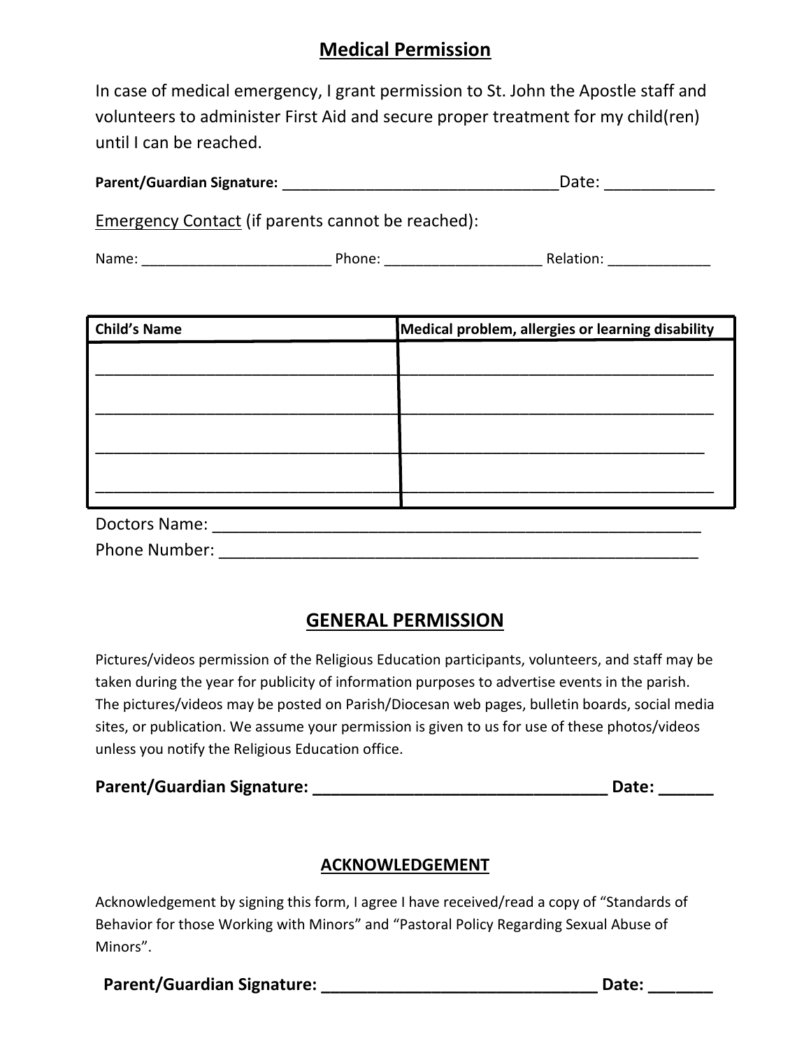## Medical Permission

In case of medical emergency, I grant permission to St. John the Apostle staff and volunteers to administer First Aid and secure proper treatment for my child(ren) until I can be reached.

**Parent/Guardian Signature:** ________________________________ Date: ____________

Emergency Contact (if parents cannot be reached):

Name: ________________________ Phone: ____________________ Relation: _____________

| Child's Name | Medical problem, allergies or learning disability |
|---|---|
| ______________________________ | ______________________________ |
| ______________________________ | ______________________________ |
| ______________________________ | ______________________________ |
| ______________________________ | ______________________________ |

Doctors Name: _______________________________________________________

Phone Number: ______________________________________________________

## GENERAL PERMISSION

Pictures/videos permission of the Religious Education participants, volunteers, and staff may be taken during the year for publicity of information purposes to advertise events in the parish. The pictures/videos may be posted on Parish/Diocesan web pages, bulletin boards, social media sites, or publication. We assume your permission is given to us for use of these photos/videos unless you notify the Religious Education office.

**Parent/Guardian Signature: ________________________________ Date: ______**

## ACKNOWLEDGEMENT

Acknowledgement by signing this form, I agree I have received/read a copy of "Standards of Behavior for those Working with Minors" and "Pastoral Policy Regarding Sexual Abuse of Minors".

**Parent/Guardian Signature: ______________________________ Date: _______**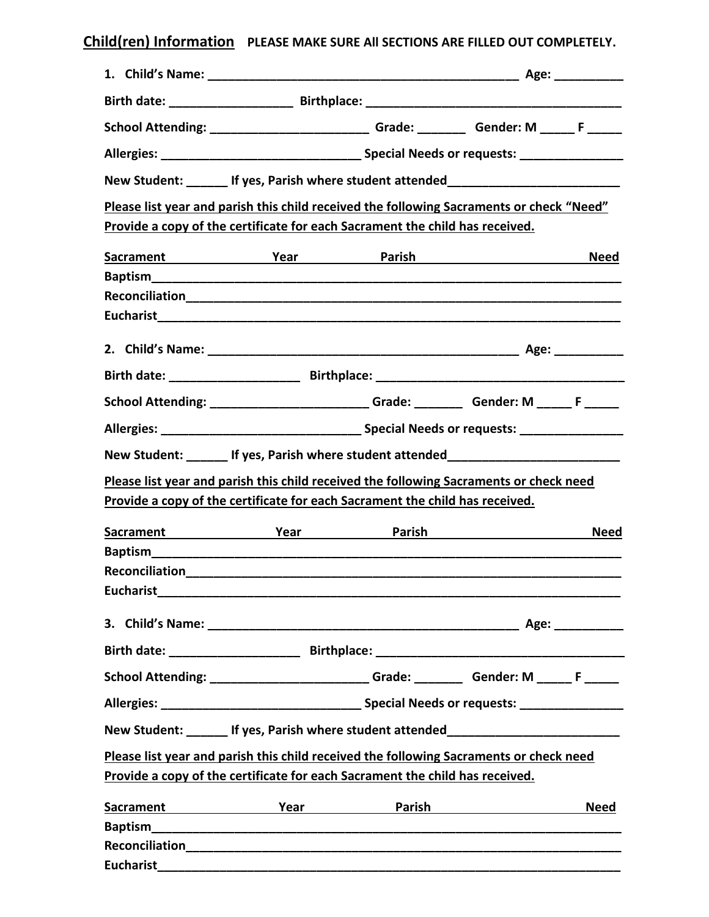**Child(ren) Information** **PLEASE MAKE SURE All SECTIONS ARE FILLED OUT COMPLETELY.**

1. **Child's Name:** ______________________________________________ **Age:** __________

**Birth date:** __________________ **Birthplace:** ______________________________________

**School Attending:** _______________________ **Grade:** _______ **Gender: M** _____ **F** _____

**Allergies:** _____________________________ **Special Needs or requests:** _______________

**New Student:** ______ **If yes, Parish where student attended**_________________________

**Please list year and parish this child received the following Sacraments or check "Need"**
**Provide a copy of the certificate for each Sacrament the child has received.**

| Sacrament | Year | Parish | Need |
|---|---|---|---|
| Baptism | | | |
| Reconciliation | | | |
| Eucharist | | | |

2. **Child's Name:** ______________________________________________ **Age:** __________

**Birth date:** ___________________ **Birthplace:** ______________________________________

**School Attending:** _______________________ **Grade:** _______ **Gender: M** _____ **F** _____

**Allergies:** _____________________________ **Special Needs or requests:** _______________

**New Student:** ______ **If yes, Parish where student attended**_________________________

**Please list year and parish this child received the following Sacraments or check need**
**Provide a copy of the certificate for each Sacrament the child has received.**

| Sacrament | Year | Parish | Need |
|---|---|---|---|
| Baptism | | | |
| Reconciliation | | | |
| Eucharist | | | |

3. **Child's Name:** ______________________________________________ **Age:** __________

**Birth date:** ___________________ **Birthplace:** ______________________________________

**School Attending:** _______________________ **Grade:** _______ **Gender: M** _____ **F** _____

**Allergies:** _____________________________ **Special Needs or requests:** _______________

**New Student:** ______ **If yes, Parish where student attended**_________________________

**Please list year and parish this child received the following Sacraments or check need**
**Provide a copy of the certificate for each Sacrament the child has received.**

| Sacrament | Year | Parish | Need |
|---|---|---|---|
| Baptism | | | |
| Reconciliation | | | |
| Eucharist | | | |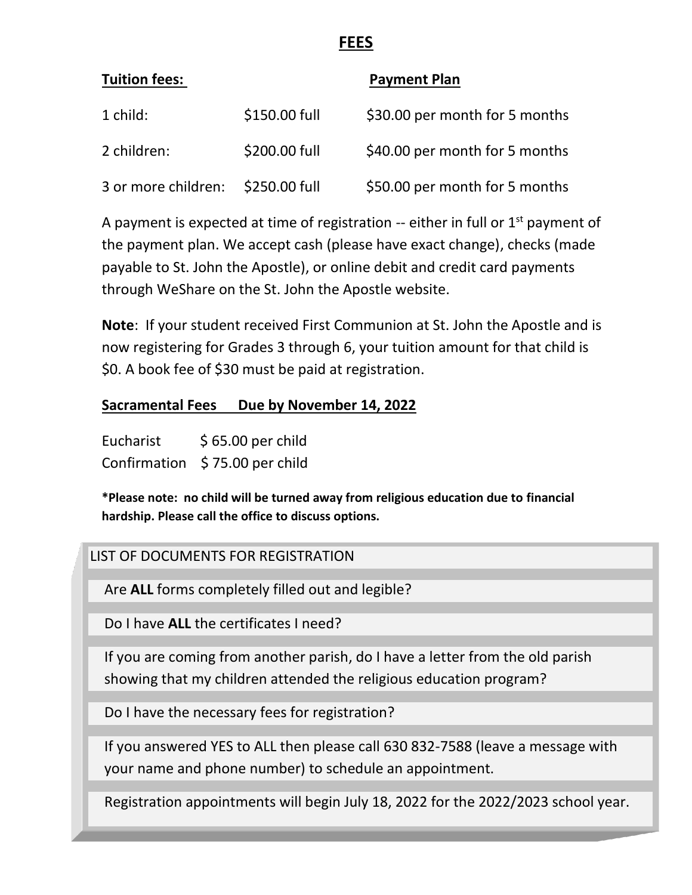## FEES

| Tuition fees: | | Payment Plan |
| --- | --- | --- |
| 1 child: | $150.00 full | $30.00 per month for 5 months |
| 2 children: | $200.00 full | $40.00 per month for 5 months |
| 3 or more children: | $250.00 full | $50.00 per month for 5 months |

A payment is expected at time of registration -- either in full or 1st payment of the payment plan. We accept cash (please have exact change), checks (made payable to St. John the Apostle), or online debit and credit card payments through WeShare on the St. John the Apostle website.

**Note**: If your student received First Communion at St. John the Apostle and is now registering for Grades 3 through 6, your tuition amount for that child is $0. A book fee of $30 must be paid at registration.

**Sacramental Fees Due by November 14, 2022**

| | |
| --- | --- |
| Eucharist | $ 65.00 per child |
| Confirmation | $ 75.00 per child |

***Please note: no child will be turned away from religious education due to financial hardship. Please call the office to discuss options.**

LIST OF DOCUMENTS FOR REGISTRATION

Are **ALL** forms completely filled out and legible?

Do I have **ALL** the certificates I need?

If you are coming from another parish, do I have a letter from the old parish showing that my children attended the religious education program?

Do I have the necessary fees for registration?

If you answered YES to ALL then please call 630 832-7588 (leave a message with your name and phone number) to schedule an appointment.

Registration appointments will begin July 18, 2022 for the 2022/2023 school year.